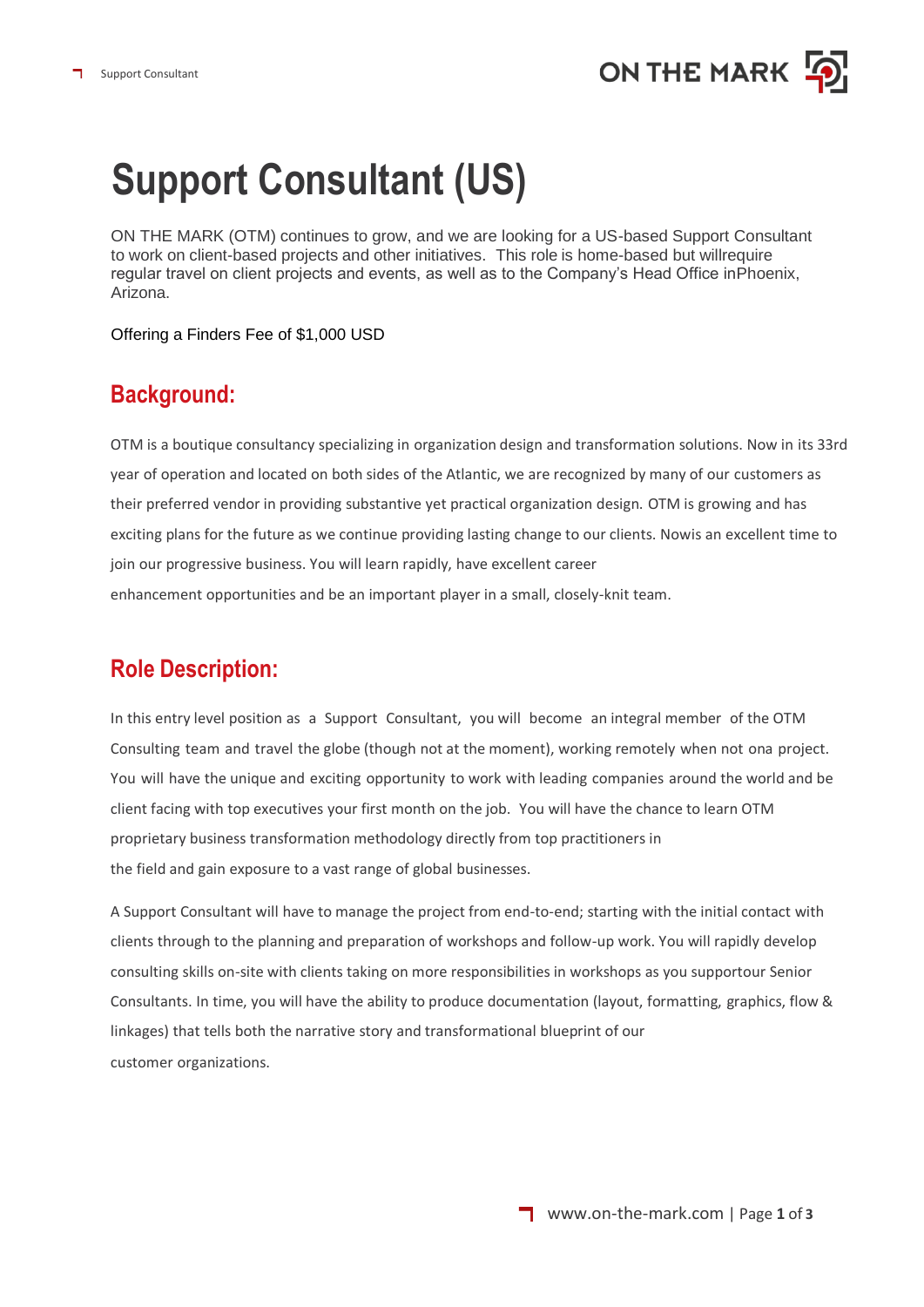# Support Consultant (US)

ON THE MARK (OTM) continues to grow, and we are looking for a US-based Support Consultant to work on client-based projects and other initiatives. This role is home-based but willrequire regular travel on client projects and events, as well as to the Company's Head Office inPhoenix, Arizona.

Offering a Finders Fee of $1,000 USD

## Background:

OTM is a boutique consultancy specializing in organization design and transformation solutions. Now in its 33rd year of operation and located on both sides of the Atlantic, we are recognized by many of our customers as their preferred vendor in providing substantive yet practical organization design. OTM is growing and has exciting plans for the future as we continue providing lasting change to our clients. Nowis an excellent time to join our progressive business. You will learn rapidly, have excellent career enhancement opportunities and be an important player in a small, closely-knit team.

## Role Description:

In this entry level position as a Support Consultant, you will become an integral member of the OTM Consulting team and travel the globe (though not at the moment), working remotely when not ona project. You will have the unique and exciting opportunity to work with leading companies around the world and be client facing with top executives your first month on the job. You will have the chance to learn OTM proprietary business transformation methodology directly from top practitioners in the field and gain exposure to a vast range of global businesses.

A Support Consultant will have to manage the project from end-to-end; starting with the initial contact with clients through to the planning and preparation of workshops and follow-up work. You will rapidly develop consulting skills on-site with clients taking on more responsibilities in workshops as you supportour Senior Consultants. In time, you will have the ability to produce documentation (layout, formatting, graphics, flow & linkages) that tells both the narrative story and transformational blueprint of our customer organizations.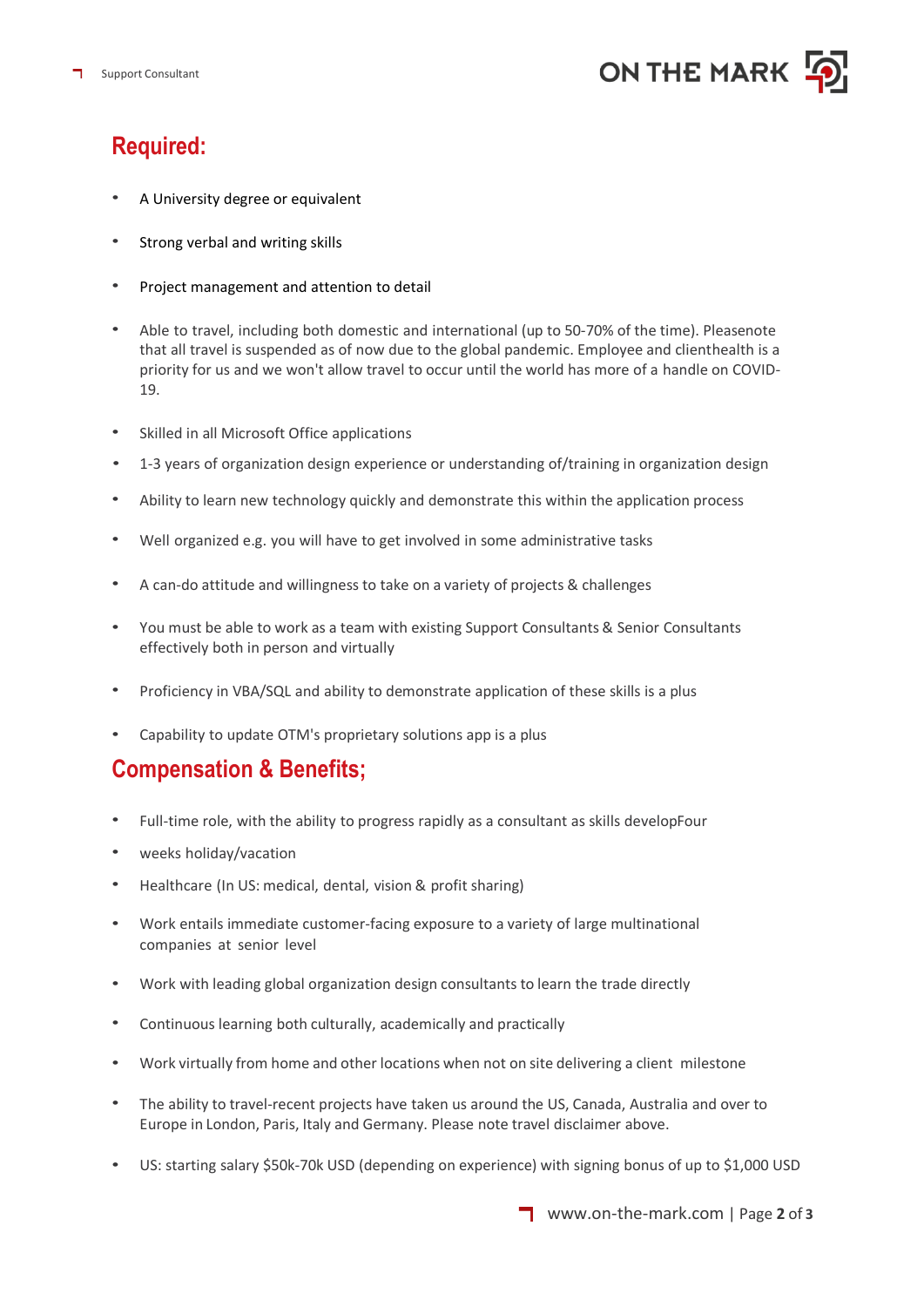## Required:

- A University degree or equivalent
- Strong verbal and writing skills
- Project management and attention to detail
- Able to travel, including both domestic and international (up to 50-70% of the time). Pleasenote that all travel is suspended as of now due to the global pandemic. Employee and clienthealth is a priority for us and we won't allow travel to occur until the world has more of a handle on COVID-19.
- Skilled in all Microsoft Office applications
- 1-3 years of organization design experience or understanding of/training in organization design
- Ability to learn new technology quickly and demonstrate this within the application process
- Well organized e.g. you will have to get involved in some administrative tasks
- A can-do attitude and willingness to take on a variety of projects & challenges
- You must be able to work as a team with existing Support Consultants & Senior Consultants effectively both in person and virtually
- Proficiency in VBA/SQL and ability to demonstrate application of these skills is a plus
- Capability to update OTM's proprietary solutions app is a plus

## Compensation & Benefits;

- Full-time role, with the ability to progress rapidly as a consultant as skills developFour
- weeks holiday/vacation
- Healthcare (In US: medical, dental, vision & profit sharing)
- Work entails immediate customer-facing exposure to a variety of large multinational companies at senior level
- Work with leading global organization design consultants to learn the trade directly
- Continuous learning both culturally, academically and practically
- Work virtually from home and other locations when not on site delivering a client milestone
- The ability to travel-recent projects have taken us around the US, Canada, Australia and over to Europe in London, Paris, Italy and Germany. Please note travel disclaimer above.
- US: starting salary $50k-70k USD (depending on experience) with signing bonus of up to $1,000 USD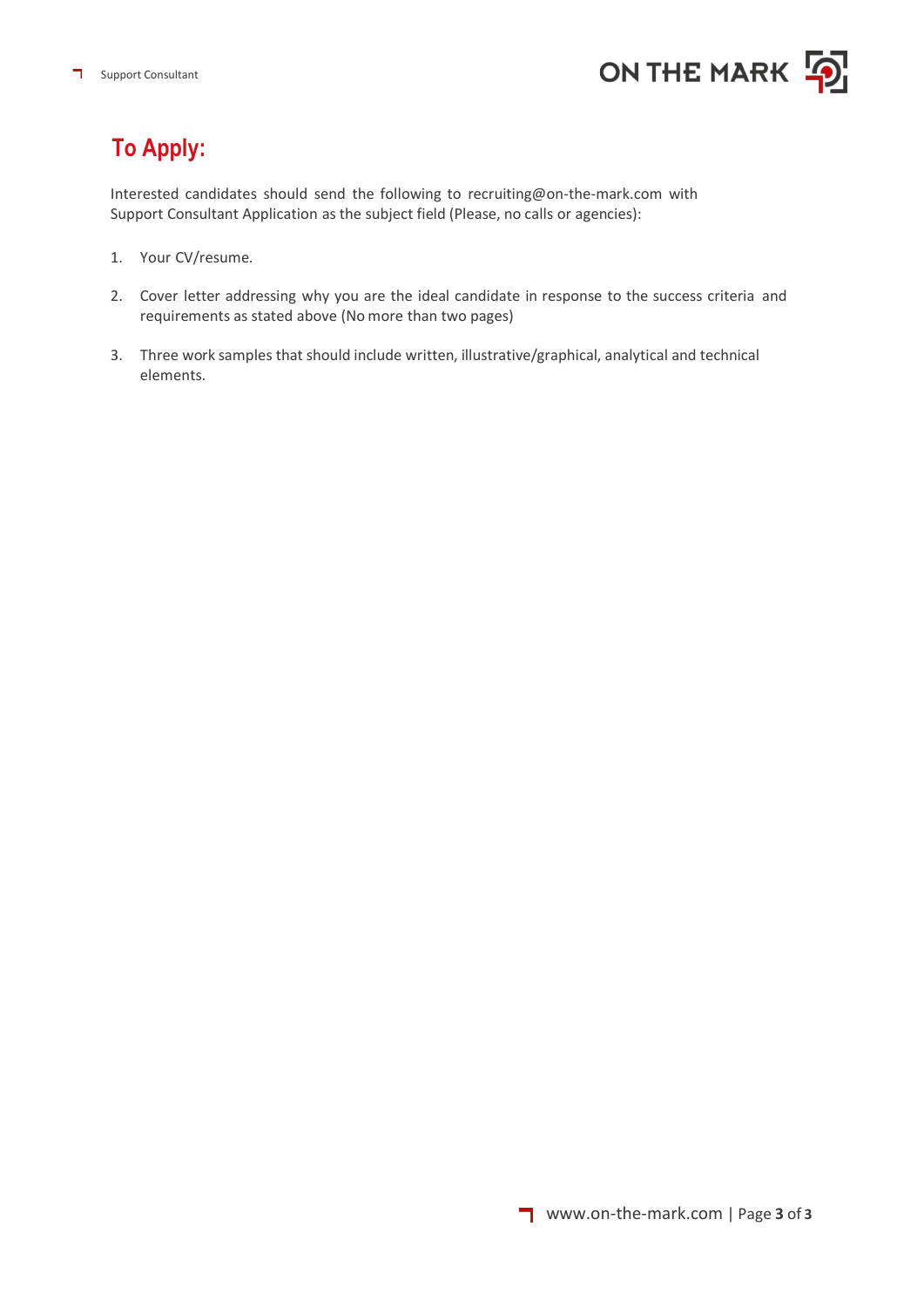## To Apply:

Interested candidates should send the following to recruiting@on-the-mark.com with Support Consultant Application as the subject field (Please, no calls or agencies):

1. Your CV/resume.

2. Cover letter addressing why you are the ideal candidate in response to the success criteria and requirements as stated above (No more than two pages)

3. Three work samples that should include written, illustrative/graphical, analytical and technical elements.